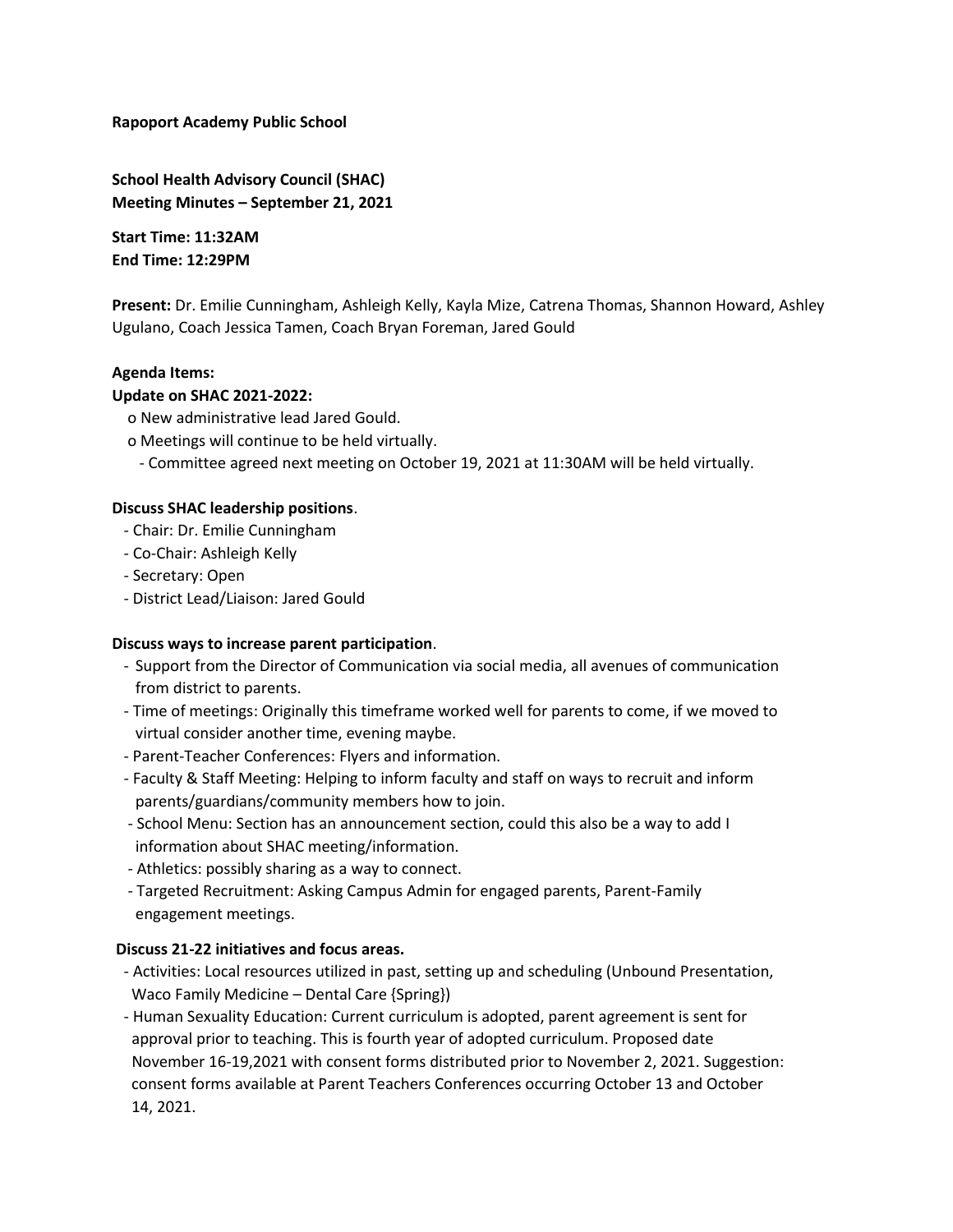**Rapoport Academy Public School**

**School Health Advisory Council (SHAC)**
**Meeting Minutes – September 21, 2021**

**Start Time: 11:32AM**
**End Time: 12:29PM**

**Present:** Dr. Emilie Cunningham, Ashleigh Kelly, Kayla Mize, Catrena Thomas, Shannon Howard, Ashley Ugulano, Coach Jessica Tamen, Coach Bryan Foreman, Jared Gould

**Agenda Items:**

**Update on SHAC 2021-2022:**

- o New administrative lead Jared Gould.
- o Meetings will continue to be held virtually.
  - Committee agreed next meeting on October 19, 2021 at 11:30AM will be held virtually.

**Discuss SHAC leadership positions**.

- Chair: Dr. Emilie Cunningham
- Co-Chair: Ashleigh Kelly
- Secretary: Open
- District Lead/Liaison: Jared Gould

**Discuss ways to increase parent participation**.

- Support from the Director of Communication via social media, all avenues of communication from district to parents.
- Time of meetings: Originally this timeframe worked well for parents to come, if we moved to virtual consider another time, evening maybe.
- Parent-Teacher Conferences: Flyers and information.
- Faculty & Staff Meeting: Helping to inform faculty and staff on ways to recruit and inform parents/guardians/community members how to join.
- School Menu: Section has an announcement section, could this also be a way to add I information about SHAC meeting/information.
- Athletics: possibly sharing as a way to connect.
- Targeted Recruitment: Asking Campus Admin for engaged parents, Parent-Family engagement meetings.

**Discuss 21-22 initiatives and focus areas.**

- Activities: Local resources utilized in past, setting up and scheduling (Unbound Presentation, Waco Family Medicine – Dental Care {Spring})
- Human Sexuality Education: Current curriculum is adopted, parent agreement is sent for approval prior to teaching. This is fourth year of adopted curriculum. Proposed date November 16-19,2021 with consent forms distributed prior to November 2, 2021. Suggestion: consent forms available at Parent Teachers Conferences occurring October 13 and October 14, 2021.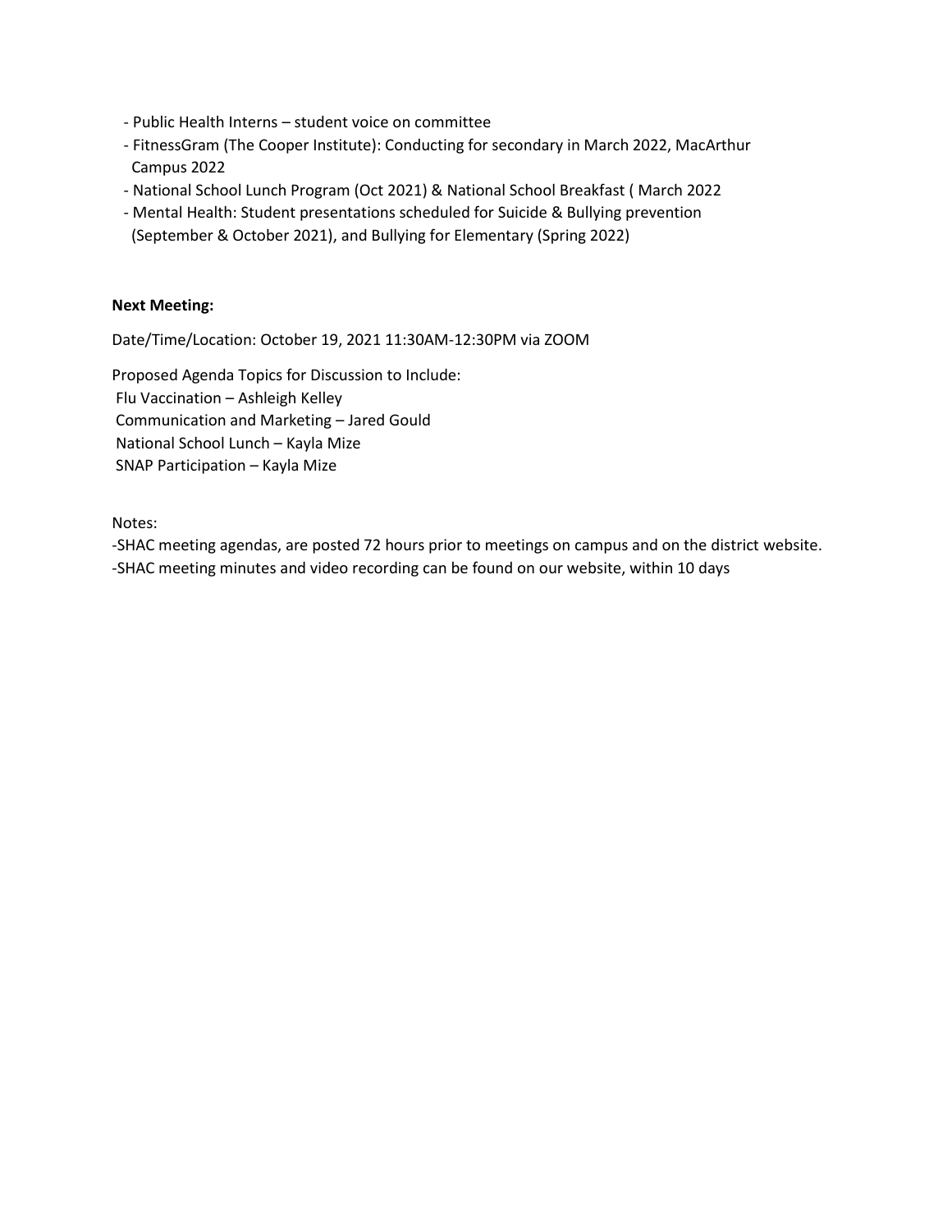- Public Health Interns – student voice on committee
- FitnessGram (The Cooper Institute): Conducting for secondary in March 2022, MacArthur Campus 2022
- National School Lunch Program (Oct 2021) & National School Breakfast ( March 2022
- Mental Health: Student presentations scheduled for Suicide & Bullying prevention (September & October 2021), and Bullying for Elementary (Spring 2022)

**Next Meeting:**

Date/Time/Location: October 19, 2021 11:30AM-12:30PM via ZOOM

Proposed Agenda Topics for Discussion to Include:
Flu Vaccination – Ashleigh Kelley
Communication and Marketing – Jared Gould
National School Lunch – Kayla Mize
SNAP Participation – Kayla Mize

Notes:
-SHAC meeting agendas, are posted 72 hours prior to meetings on campus and on the district website.
-SHAC meeting minutes and video recording can be found on our website, within 10 days